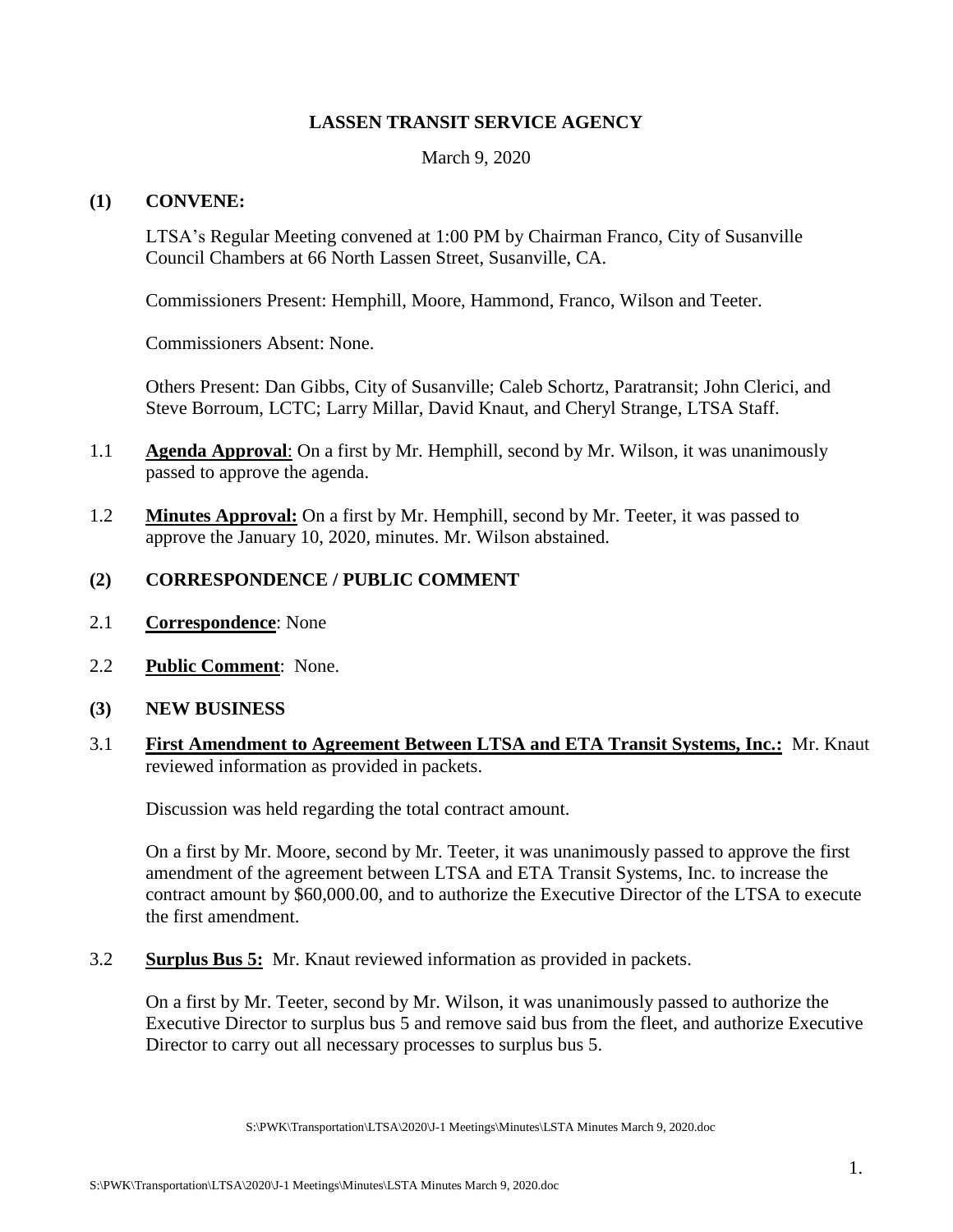# LASSEN TRANSIT SERVICE AGENCY

March 9, 2020

## (1) CONVENE:

LTSA's Regular Meeting convened at 1:00 PM by Chairman Franco, City of Susanville Council Chambers at 66 North Lassen Street, Susanville, CA.

Commissioners Present: Hemphill, Moore, Hammond, Franco, Wilson and Teeter.

Commissioners Absent: None.

Others Present: Dan Gibbs, City of Susanville; Caleb Schortz, Paratransit; John Clerici, and Steve Borroum, LCTC; Larry Millar, David Knaut, and Cheryl Strange, LTSA Staff.

1.1 **Agenda Approval**: On a first by Mr. Hemphill, second by Mr. Wilson, it was unanimously passed to approve the agenda.

1.2 **Minutes Approval:** On a first by Mr. Hemphill, second by Mr. Teeter, it was passed to approve the January 10, 2020, minutes. Mr. Wilson abstained.

## (2) CORRESPONDENCE / PUBLIC COMMENT

2.1 **Correspondence**: None

2.2 **Public Comment**: None.

## (3) NEW BUSINESS

3.1 **First Amendment to Agreement Between LTSA and ETA Transit Systems, Inc.:** Mr. Knaut reviewed information as provided in packets.

Discussion was held regarding the total contract amount.

On a first by Mr. Moore, second by Mr. Teeter, it was unanimously passed to approve the first amendment of the agreement between LTSA and ETA Transit Systems, Inc. to increase the contract amount by $60,000.00, and to authorize the Executive Director of the LTSA to execute the first amendment.

3.2 **Surplus Bus 5:** Mr. Knaut reviewed information as provided in packets.

On a first by Mr. Teeter, second by Mr. Wilson, it was unanimously passed to authorize the Executive Director to surplus bus 5 and remove said bus from the fleet, and authorize Executive Director to carry out all necessary processes to surplus bus 5.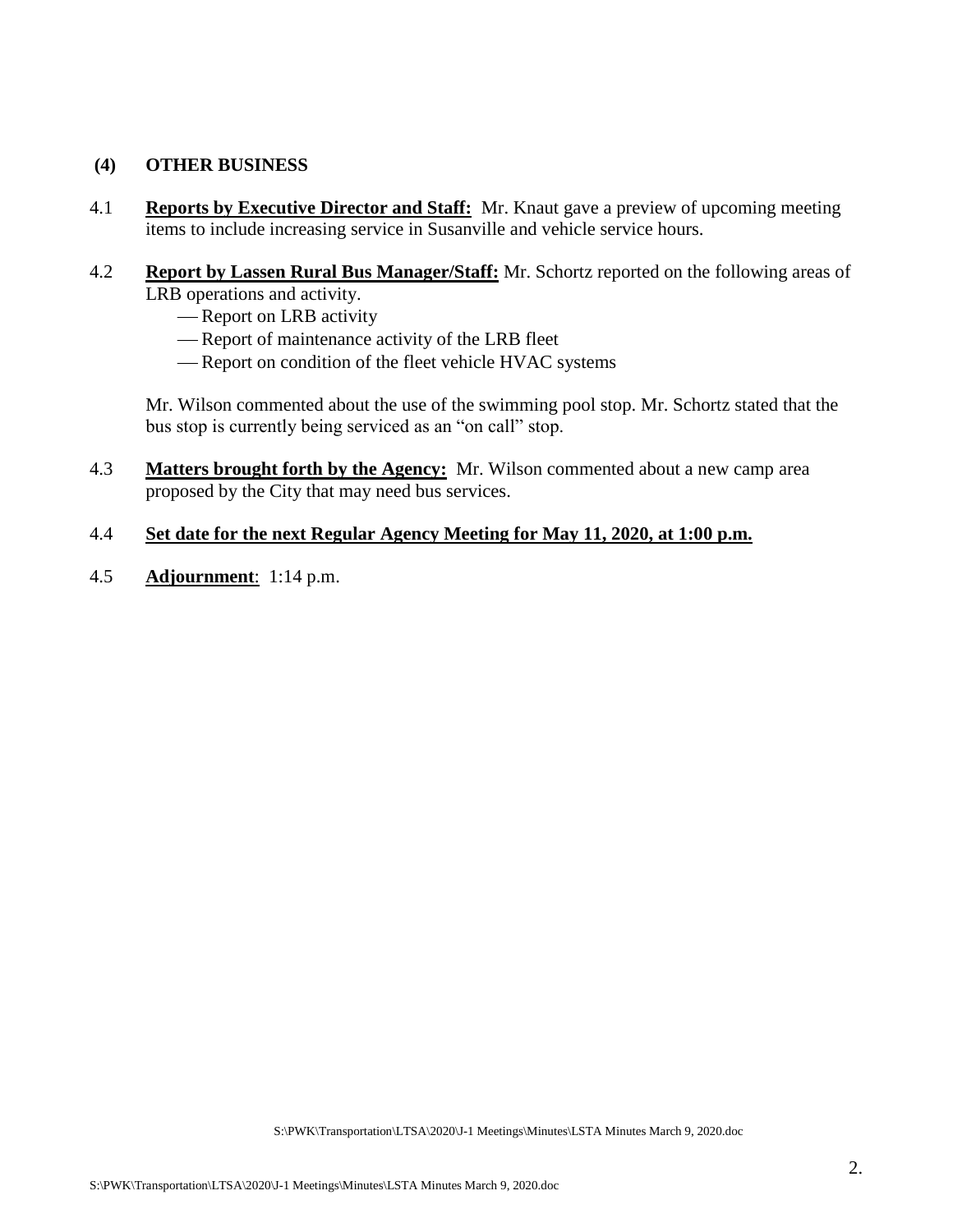## (4) OTHER BUSINESS

4.1 **Reports by Executive Director and Staff:** Mr. Knaut gave a preview of upcoming meeting items to include increasing service in Susanville and vehicle service hours.

4.2 **Report by Lassen Rural Bus Manager/Staff:** Mr. Schortz reported on the following areas of LRB operations and activity.

- Report on LRB activity
- Report of maintenance activity of the LRB fleet
- Report on condition of the fleet vehicle HVAC systems

Mr. Wilson commented about the use of the swimming pool stop. Mr. Schortz stated that the bus stop is currently being serviced as an "on call" stop.

4.3 **Matters brought forth by the Agency:** Mr. Wilson commented about a new camp area proposed by the City that may need bus services.

4.4 **Set date for the next Regular Agency Meeting for May 11, 2020, at 1:00 p.m.**

4.5 **Adjournment**: 1:14 p.m.